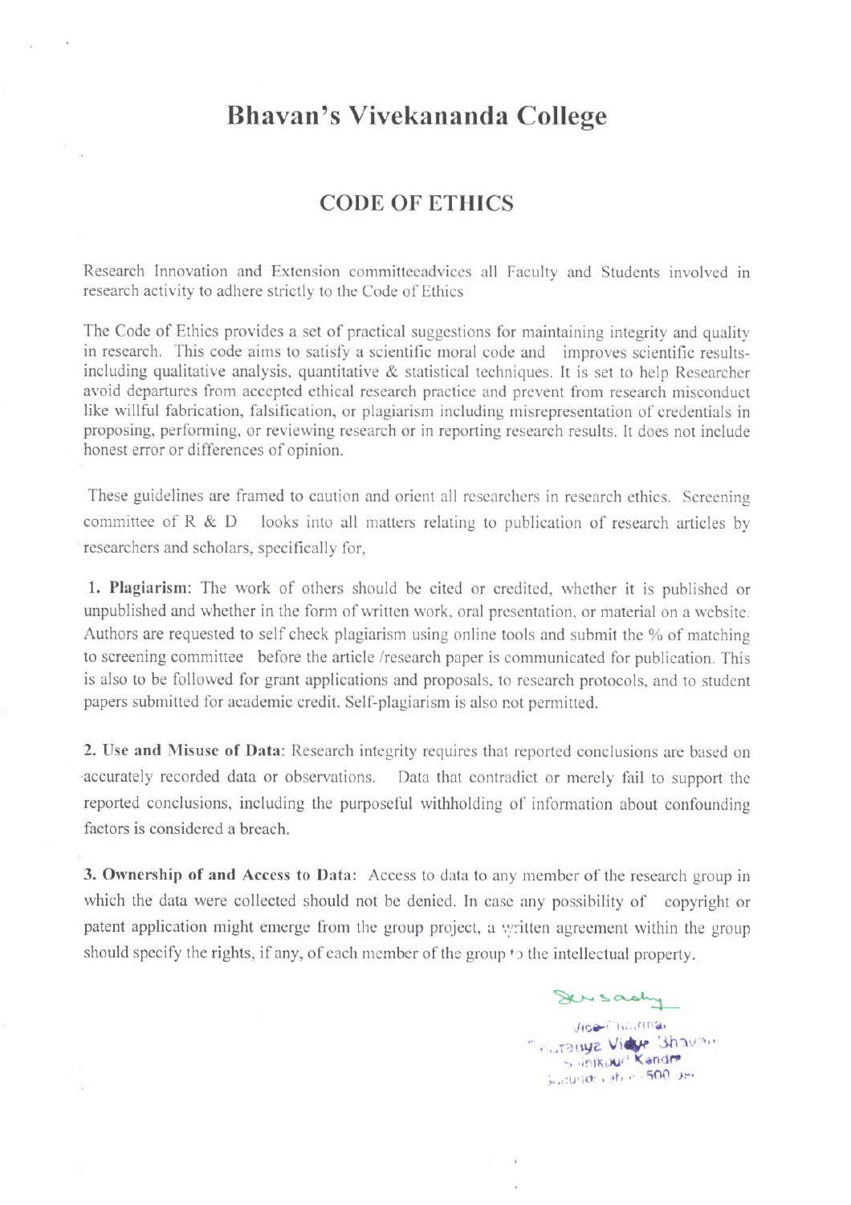# Bhavan's Vivekananda College

## CODE OF ETHICS

Research Innovation and Extension committeeadvices all Faculty and Students involved in research activity to adhere strictly to the Code of Ethics

The Code of Ethics provides a set of practical suggestions for maintaining integrity and quality in research. This code aims to satisfy a scientific moral code and improves scientific results-including qualitative analysis, quantitative & statistical techniques. It is set to help Researcher avoid departures from accepted ethical research practice and prevent from research misconduct like willful fabrication, falsification, or plagiarism including misrepresentation of credentials in proposing, performing, or reviewing research or in reporting research results. It does not include honest error or differences of opinion.

These guidelines are framed to caution and orient all researchers in research ethics. Screening committee of R & D looks into all matters relating to publication of research articles by researchers and scholars, specifically for,

**1. Plagiarism**: The work of others should be cited or credited, whether it is published or unpublished and whether in the form of written work, oral presentation, or material on a website. Authors are requested to self check plagiarism using online tools and submit the % of matching to screening committee before the article /research paper is communicated for publication. This is also to be followed for grant applications and proposals, to research protocols, and to student papers submitted for academic credit. Self-plagiarism is also not permitted.

**2. Use and Misuse of Data**: Research integrity requires that reported conclusions are based on accurately recorded data or observations. Data that contradict or merely fail to support the reported conclusions, including the purposeful withholding of information about confounding factors is considered a breach.

**3. Ownership of and Access to Data**: Access to data to any member of the research group in which the data were collected should not be denied. In case any possibility of copyright or patent application might emerge from the group project, a written agreement within the group should specify the rights, if any, of each member of the group to the intellectual property.

Vice-Chairman
Bharatiya Vidya Bhavan
Sainikpuri Kendra
Secunderabad - 500 094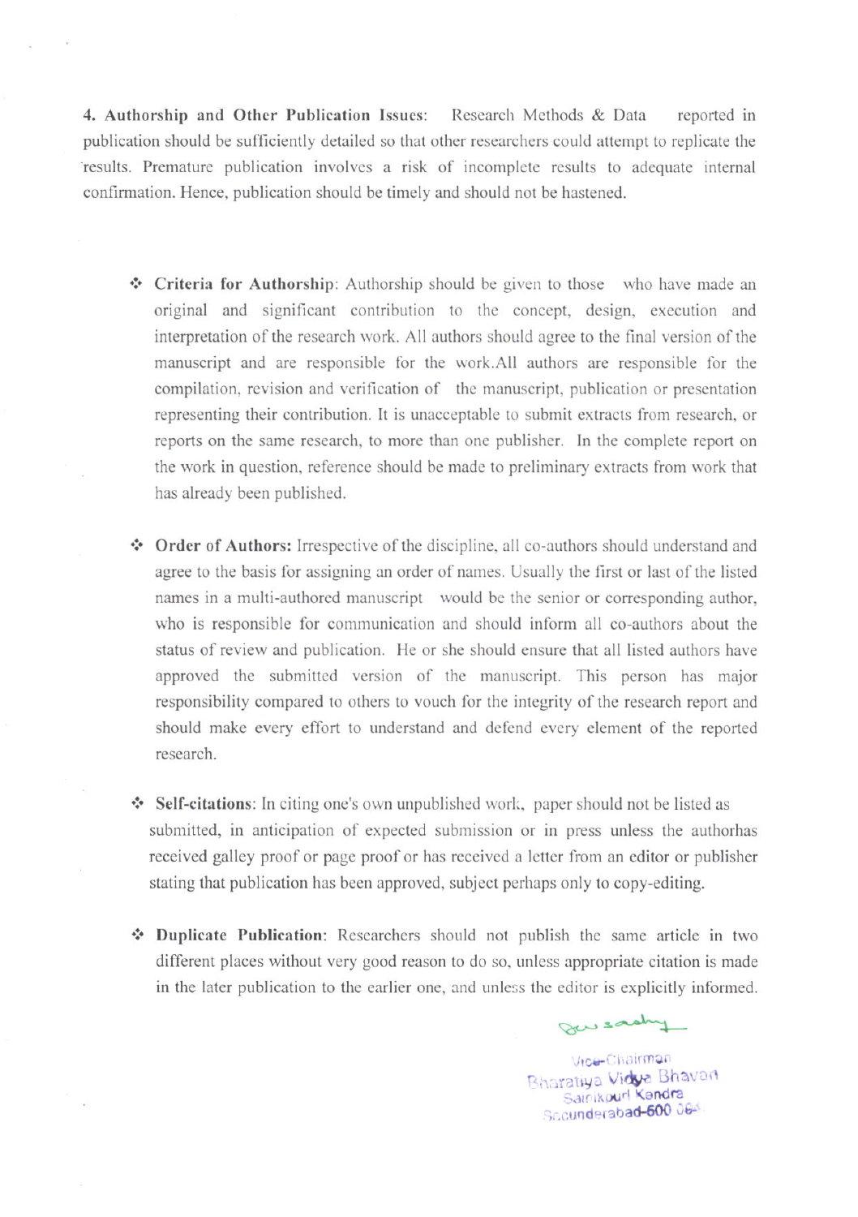**4. Authorship and Other Publication Issues:** Research Methods & Data reported in publication should be sufficiently detailed so that other researchers could attempt to replicate the results. Premature publication involves a risk of incomplete results to adequate internal confirmation. Hence, publication should be timely and should not be hastened.

- **Criteria for Authorship**: Authorship should be given to those who have made an original and significant contribution to the concept, design, execution and interpretation of the research work. All authors should agree to the final version of the manuscript and are responsible for the work.All authors are responsible for the compilation, revision and verification of the manuscript, publication or presentation representing their contribution. It is unacceptable to submit extracts from research, or reports on the same research, to more than one publisher. In the complete report on the work in question, reference should be made to preliminary extracts from work that has already been published.

- **Order of Authors:** Irrespective of the discipline, all co-authors should understand and agree to the basis for assigning an order of names. Usually the first or last of the listed names in a multi-authored manuscript would be the senior or corresponding author, who is responsible for communication and should inform all co-authors about the status of review and publication. He or she should ensure that all listed authors have approved the submitted version of the manuscript. This person has major responsibility compared to others to vouch for the integrity of the research report and should make every effort to understand and defend every element of the reported research.

- **Self-citations**: In citing one's own unpublished work, paper should not be listed as submitted, in anticipation of expected submission or in press unless the authorhas received galley proof or page proof or has received a letter from an editor or publisher stating that publication has been approved, subject perhaps only to copy-editing.

- **Duplicate Publication**: Researchers should not publish the same article in two different places without very good reason to do so, unless appropriate citation is made in the later publication to the earlier one, and unless the editor is explicitly informed.

Vice-Chairman
Bharatiya Vidya Bhavan
Sainikpuri Kendra
Secunderabad-500 094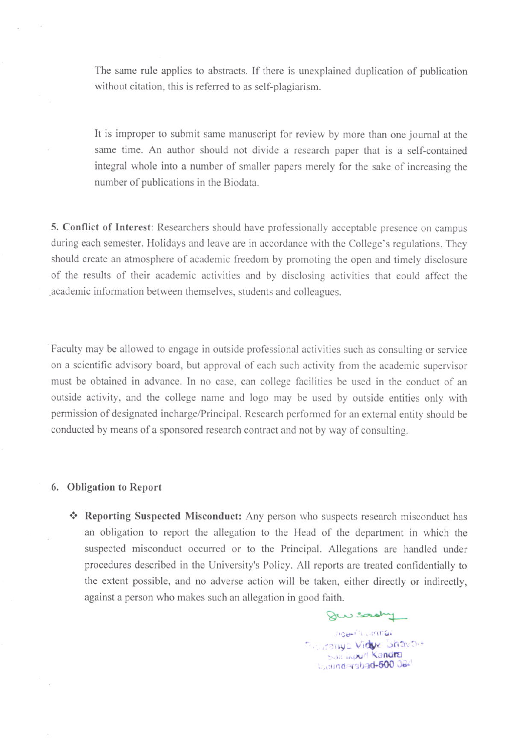The same rule applies to abstracts. If there is unexplained duplication of publication without citation, this is referred to as self-plagiarism.

It is improper to submit same manuscript for review by more than one journal at the same time. An author should not divide a research paper that is a self-contained integral whole into a number of smaller papers merely for the sake of increasing the number of publications in the Biodata.

**5. Conflict of Interest**: Researchers should have professionally acceptable presence on campus during each semester. Holidays and leave are in accordance with the College's regulations. They should create an atmosphere of academic freedom by promoting the open and timely disclosure of the results of their academic activities and by disclosing activities that could affect the academic information between themselves, students and colleagues.

Faculty may be allowed to engage in outside professional activities such as consulting or service on a scientific advisory board, but approval of each such activity from the academic supervisor must be obtained in advance. In no case, can college facilities be used in the conduct of an outside activity, and the college name and logo may be used by outside entities only with permission of designated incharge/Principal. Research performed for an external entity should be conducted by means of a sponsored research contract and not by way of consulting.

**6. Obligation to Report**

- **Reporting Suspected Misconduct:** Any person who suspects research misconduct has an obligation to report the allegation to the Head of the department in which the suspected misconduct occurred or to the Principal. Allegations are handled under procedures described in the University's Policy. All reports are treated confidentially to the extent possible, and no adverse action will be taken, either directly or indirectly, against a person who makes such an allegation in good faith.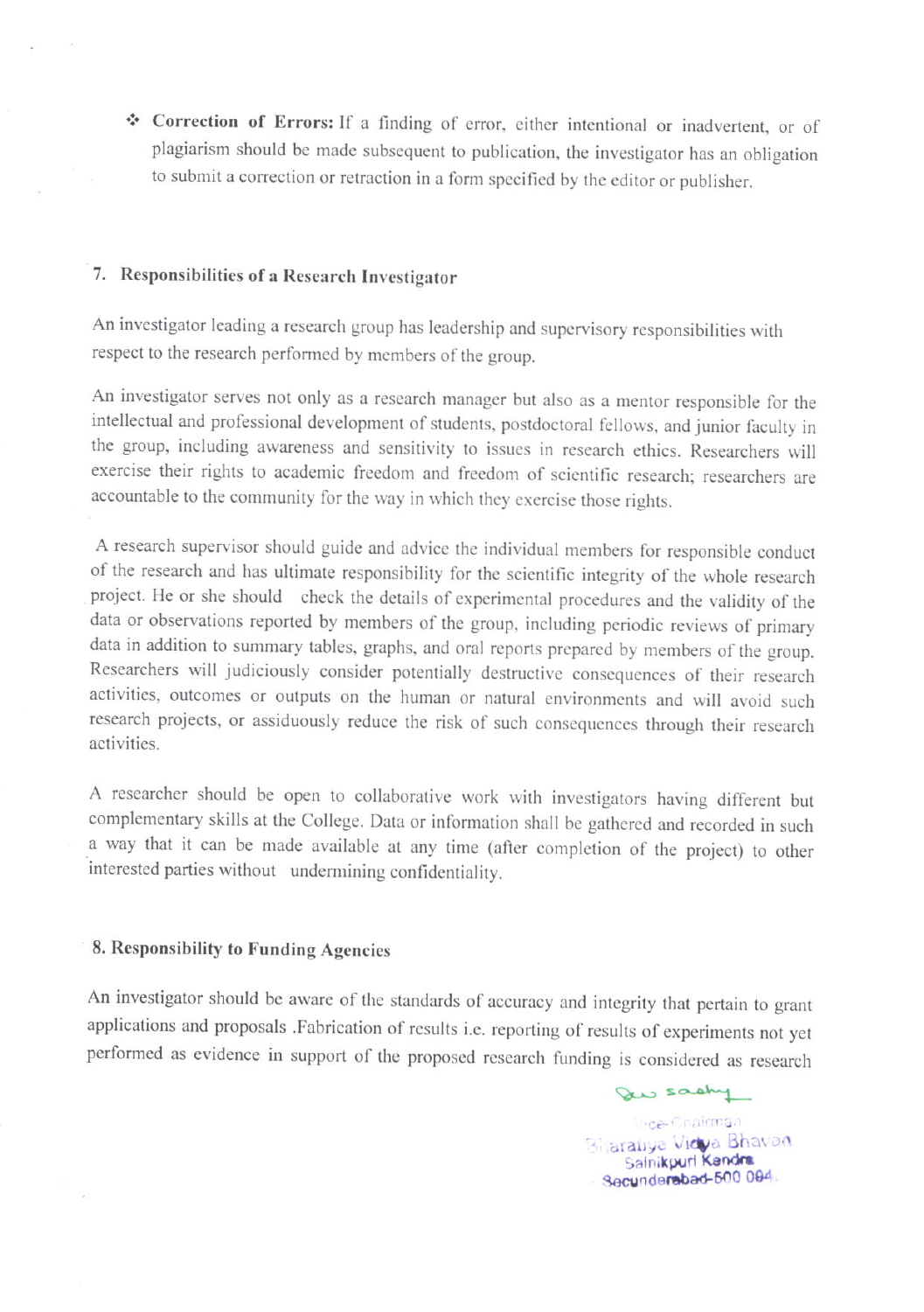❖ **Correction of Errors:** If a finding of error, either intentional or inadvertent, or of plagiarism should be made subsequent to publication, the investigator has an obligation to submit a correction or retraction in a form specified by the editor or publisher.

## 7. Responsibilities of a Research Investigator

An investigator leading a research group has leadership and supervisory responsibilities with respect to the research performed by members of the group.

An investigator serves not only as a research manager but also as a mentor responsible for the intellectual and professional development of students, postdoctoral fellows, and junior faculty in the group, including awareness and sensitivity to issues in research ethics. Researchers will exercise their rights to academic freedom and freedom of scientific research; researchers are accountable to the community for the way in which they exercise those rights.

A research supervisor should guide and advice the individual members for responsible conduct of the research and has ultimate responsibility for the scientific integrity of the whole research project. He or she should check the details of experimental procedures and the validity of the data or observations reported by members of the group, including periodic reviews of primary data in addition to summary tables, graphs, and oral reports prepared by members of the group. Researchers will judiciously consider potentially destructive consequences of their research activities, outcomes or outputs on the human or natural environments and will avoid such research projects, or assiduously reduce the risk of such consequences through their research activities.

A researcher should be open to collaborative work with investigators having different but complementary skills at the College. Data or information shall be gathered and recorded in such a way that it can be made available at any time (after completion of the project) to other interested parties without undermining confidentiality.

## 8. Responsibility to Funding Agencies

An investigator should be aware of the standards of accuracy and integrity that pertain to grant applications and proposals .Fabrication of results i.e. reporting of results of experiments not yet performed as evidence in support of the proposed research funding is considered as research

Vice-Chairman
Bharatiya Vidya Bhavan
Sainikpuri Kendra
Secunderabad-500 094.